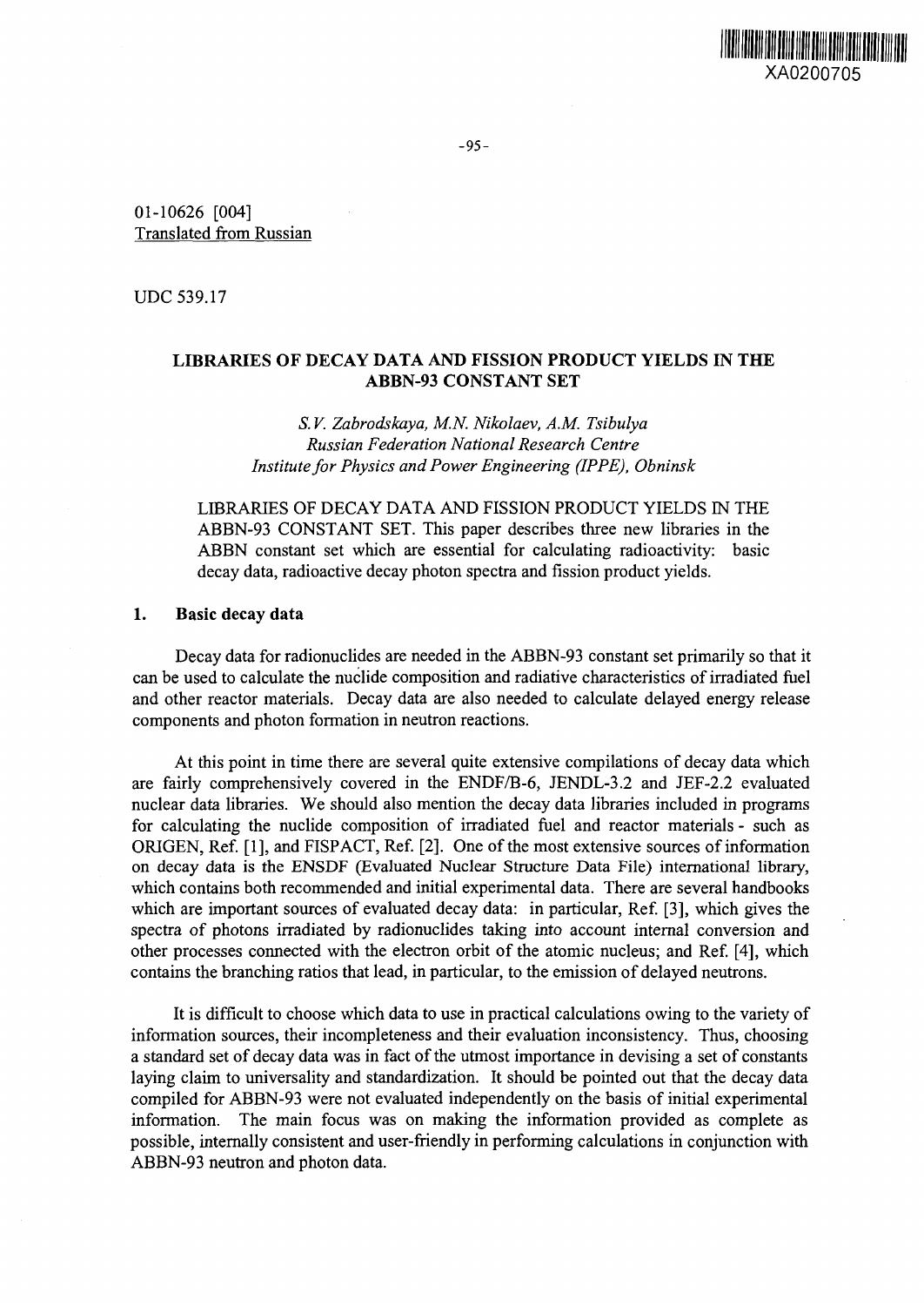01-10626 [004]
Translated from Russian

UDC 539.17

# LIBRARIES OF DECAY DATA AND FISSION PRODUCT YIELDS IN THE ABBN-93 CONSTANT SET

*S.V. Zabrodskaya, M.N. Nikolaev, A.M. Tsibulya*
*Russian Federation National Research Centre*
*Institute for Physics and Power Engineering (IPPE), Obninsk*

LIBRARIES OF DECAY DATA AND FISSION PRODUCT YIELDS IN THE ABBN-93 CONSTANT SET. This paper describes three new libraries in the ABBN constant set which are essential for calculating radioactivity: basic decay data, radioactive decay photon spectra and fission product yields.

## 1. Basic decay data

Decay data for radionuclides are needed in the ABBN-93 constant set primarily so that it can be used to calculate the nuclide composition and radiative characteristics of irradiated fuel and other reactor materials. Decay data are also needed to calculate delayed energy release components and photon formation in neutron reactions.

At this point in time there are several quite extensive compilations of decay data which are fairly comprehensively covered in the ENDF/B-6, JENDL-3.2 and JEF-2.2 evaluated nuclear data libraries. We should also mention the decay data libraries included in programs for calculating the nuclide composition of irradiated fuel and reactor materials - such as ORIGEN, Ref. [1], and FISPACT, Ref. [2]. One of the most extensive sources of information on decay data is the ENSDF (Evaluated Nuclear Structure Data File) international library, which contains both recommended and initial experimental data. There are several handbooks which are important sources of evaluated decay data: in particular, Ref. [3], which gives the spectra of photons irradiated by radionuclides taking into account internal conversion and other processes connected with the electron orbit of the atomic nucleus; and Ref. [4], which contains the branching ratios that lead, in particular, to the emission of delayed neutrons.

It is difficult to choose which data to use in practical calculations owing to the variety of information sources, their incompleteness and their evaluation inconsistency. Thus, choosing a standard set of decay data was in fact of the utmost importance in devising a set of constants laying claim to universality and standardization. It should be pointed out that the decay data compiled for ABBN-93 were not evaluated independently on the basis of initial experimental information. The main focus was on making the information provided as complete as possible, internally consistent and user-friendly in performing calculations in conjunction with ABBN-93 neutron and photon data.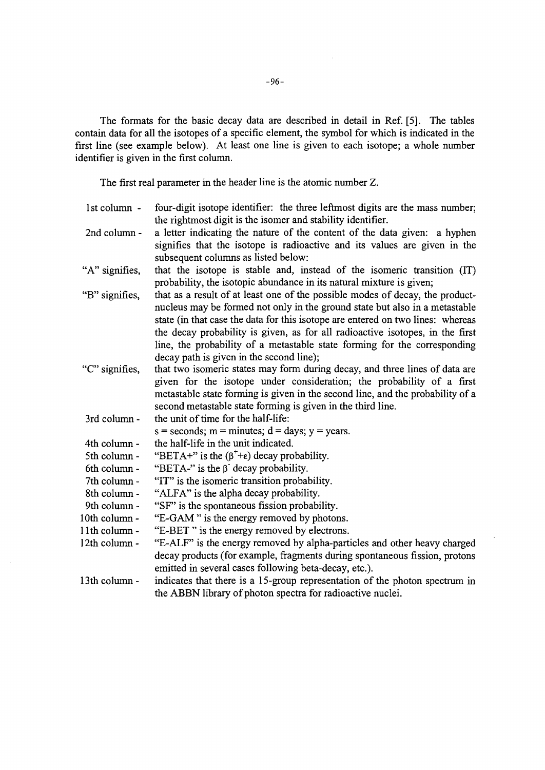The formats for the basic decay data are described in detail in Ref. [5]. The tables contain data for all the isotopes of a specific element, the symbol for which is indicated in the first line (see example below). At least one line is given to each isotope; a whole number identifier is given in the first column.

The first real parameter in the header line is the atomic number Z.

| | |
|---|---|
| 1st column - | four-digit isotope identifier: the three leftmost digits are the mass number; the rightmost digit is the isomer and stability identifier. |
| 2nd column - | a letter indicating the nature of the content of the data given: a hyphen signifies that the isotope is radioactive and its values are given in the subsequent columns as listed below: |
| "A" signifies, | that the isotope is stable and, instead of the isomeric transition (IT) probability, the isotopic abundance in its natural mixture is given; |
| "B" signifies, | that as a result of at least one of the possible modes of decay, the product-nucleus may be formed not only in the ground state but also in a metastable state (in that case the data for this isotope are entered on two lines: whereas the decay probability is given, as for all radioactive isotopes, in the first line, the probability of a metastable state forming for the corresponding decay path is given in the second line); |
| "C" signifies, | that two isomeric states may form during decay, and three lines of data are given for the isotope under consideration; the probability of a first metastable state forming is given in the second line, and the probability of a second metastable state forming is given in the third line. |
| 3rd column - | the unit of time for the half-life: s = seconds; m = minutes; d = days; y = years. |
| 4th column - | the half-life in the unit indicated. |
| 5th column - | "BETA+" is the ($\beta^{+}$+$\varepsilon$) decay probability. |
| 6th column - | "BETA-" is the $\beta^{-}$ decay probability. |
| 7th column - | "IT" is the isomeric transition probability. |
| 8th column - | "ALFA" is the alpha decay probability. |
| 9th column - | "SF" is the spontaneous fission probability. |
| 10th column - | "E-GAM " is the energy removed by photons. |
| 11th column - | "E-BET " is the energy removed by electrons. |
| 12th column - | "E-ALF" is the energy removed by alpha-particles and other heavy charged decay products (for example, fragments during spontaneous fission, protons emitted in several cases following beta-decay, etc.). |
| 13th column - | indicates that there is a 15-group representation of the photon spectrum in the ABBN library of photon spectra for radioactive nuclei. |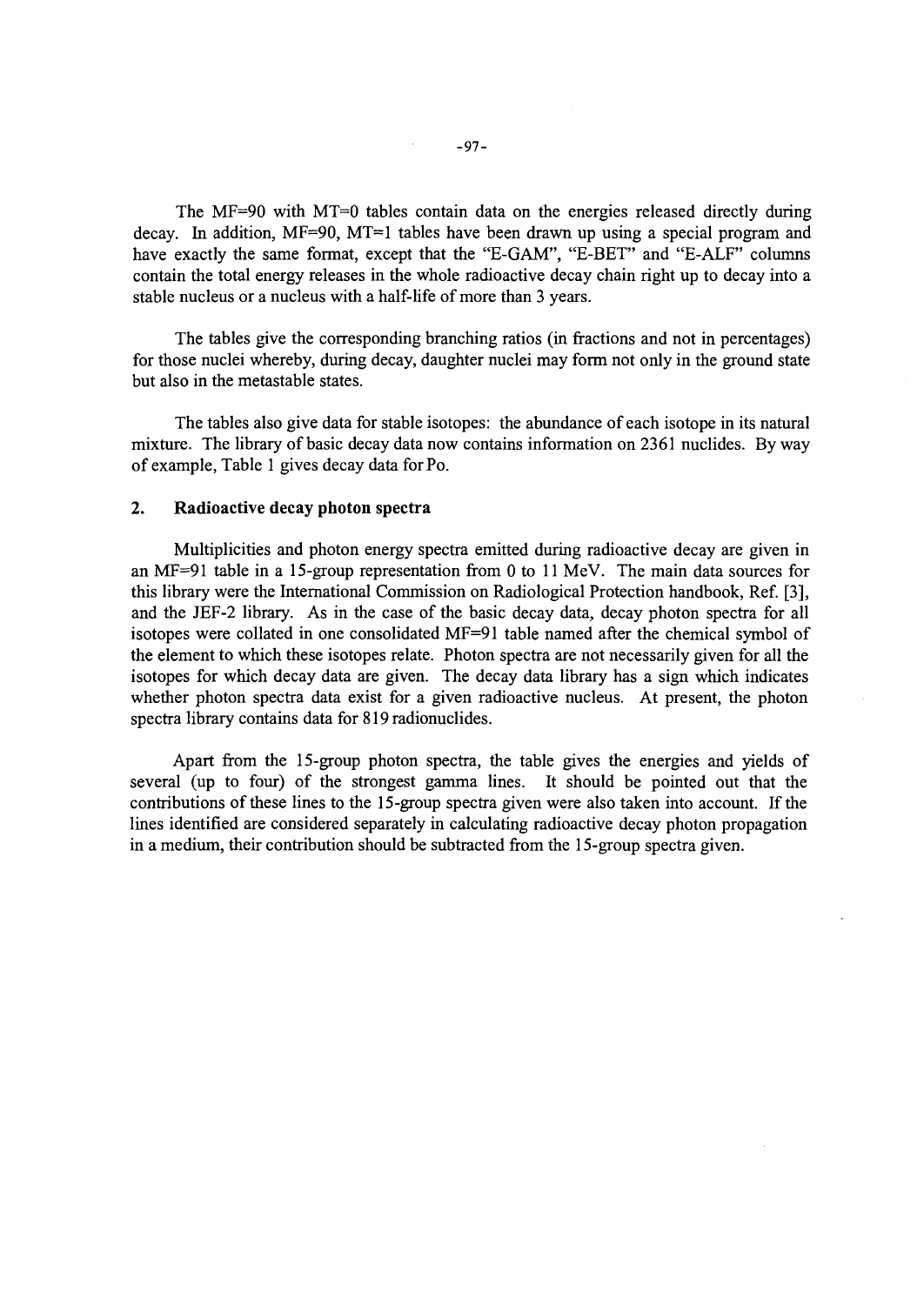The MF=90 with MT=0 tables contain data on the energies released directly during decay. In addition, MF=90, MT=1 tables have been drawn up using a special program and have exactly the same format, except that the "E-GAM", "E-BET" and "E-ALF" columns contain the total energy releases in the whole radioactive decay chain right up to decay into a stable nucleus or a nucleus with a half-life of more than 3 years.

The tables give the corresponding branching ratios (in fractions and not in percentages) for those nuclei whereby, during decay, daughter nuclei may form not only in the ground state but also in the metastable states.

The tables also give data for stable isotopes: the abundance of each isotope in its natural mixture. The library of basic decay data now contains information on 2361 nuclides. By way of example, Table 1 gives decay data for Po.

## 2. Radioactive decay photon spectra

Multiplicities and photon energy spectra emitted during radioactive decay are given in an MF=91 table in a 15-group representation from 0 to 11 MeV. The main data sources for this library were the International Commission on Radiological Protection handbook, Ref. [3], and the JEF-2 library. As in the case of the basic decay data, decay photon spectra for all isotopes were collated in one consolidated MF=91 table named after the chemical symbol of the element to which these isotopes relate. Photon spectra are not necessarily given for all the isotopes for which decay data are given. The decay data library has a sign which indicates whether photon spectra data exist for a given radioactive nucleus. At present, the photon spectra library contains data for 819 radionuclides.

Apart from the 15-group photon spectra, the table gives the energies and yields of several (up to four) of the strongest gamma lines. It should be pointed out that the contributions of these lines to the 15-group spectra given were also taken into account. If the lines identified are considered separately in calculating radioactive decay photon propagation in a medium, their contribution should be subtracted from the 15-group spectra given.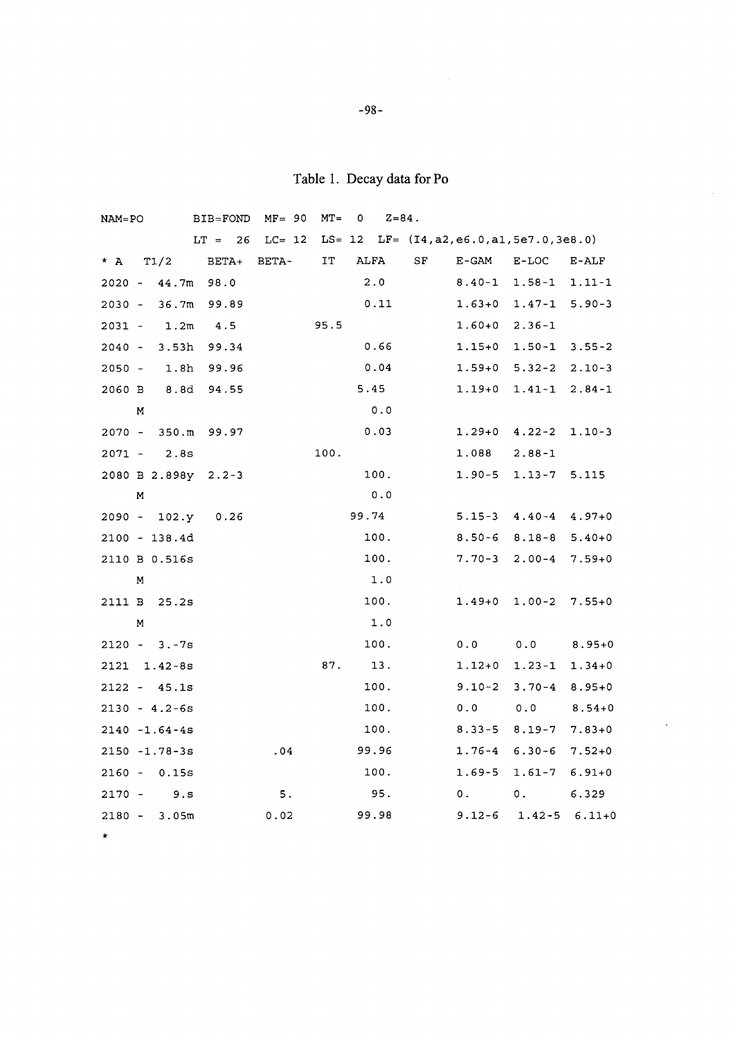# Table 1. Decay data for Po

```
NAM=PO        BIB=FOND  MF= 90  MT=  0   Z=84.
              LT =  26  LC= 12  LS= 12  LF= (I4,a2,e6.0,a1,5e7.0,3e8.0)
* A   T1/2     BETA+  BETA-    IT   ALFA    SF     E-GAM    E-LOC    E-ALF
2020 -  44.7m  98.0                  2.0            8.40-1   1.58-1   1.11-1
2030 -  36.7m  99.89                 0.11           1.63+0   1.47-1   5.90-3
2031 -   1.2m   4.5          95.5                   1.60+0   2.36-1
2040 -  3.53h  99.34                 0.66           1.15+0   1.50-1   3.55-2
2050 -   1.8h  99.96                 0.04           1.59+0   5.32-2   2.10-3
2060 B   8.8d  94.55                5.45            1.19+0   1.41-1   2.84-1
     M                               0.0
2070 -  350.m  99.97                 0.03           1.29+0   4.22-2   1.10-3
2071 -   2.8s                100.                   1.088    2.88-1
2080 B 2.898y  2.2-3                100.            1.90-5   1.13-7   5.115
     M                               0.0
2090 -  102.y   0.26               99.74            5.15-3   4.40-4   4.97+0
2100 - 138.4d                       100.            8.50-6   8.18-8   5.40+0
2110 B 0.516s                       100.            7.70-3   2.00-4   7.59+0
     M                               1.0
2111 B  25.2s                       100.            1.49+0   1.00-2   7.55+0
     M                               1.0
2120 -  3.-7s                       100.            0.0      0.0      8.95+0
2121  1.42-8s                87.     13.            1.12+0   1.23-1   1.34+0
2122 -  45.1s                       100.            9.10-2   3.70-4   8.95+0
2130 - 4.2-6s                       100.            0.0      0.0      8.54+0
2140 -1.64-4s                       100.            8.33-5   8.19-7   7.83+0
2150 -1.78-3s           .04        99.96            1.76-4   6.30-6   7.52+0
2160 -  0.15s                       100.            1.69-5   1.61-7   6.91+0
2170 -    9.s           5.           95.            0.       0.       6.329
2180 -  3.05m          0.02        99.98            9.12-6   1.42-5   6.11+0
*
```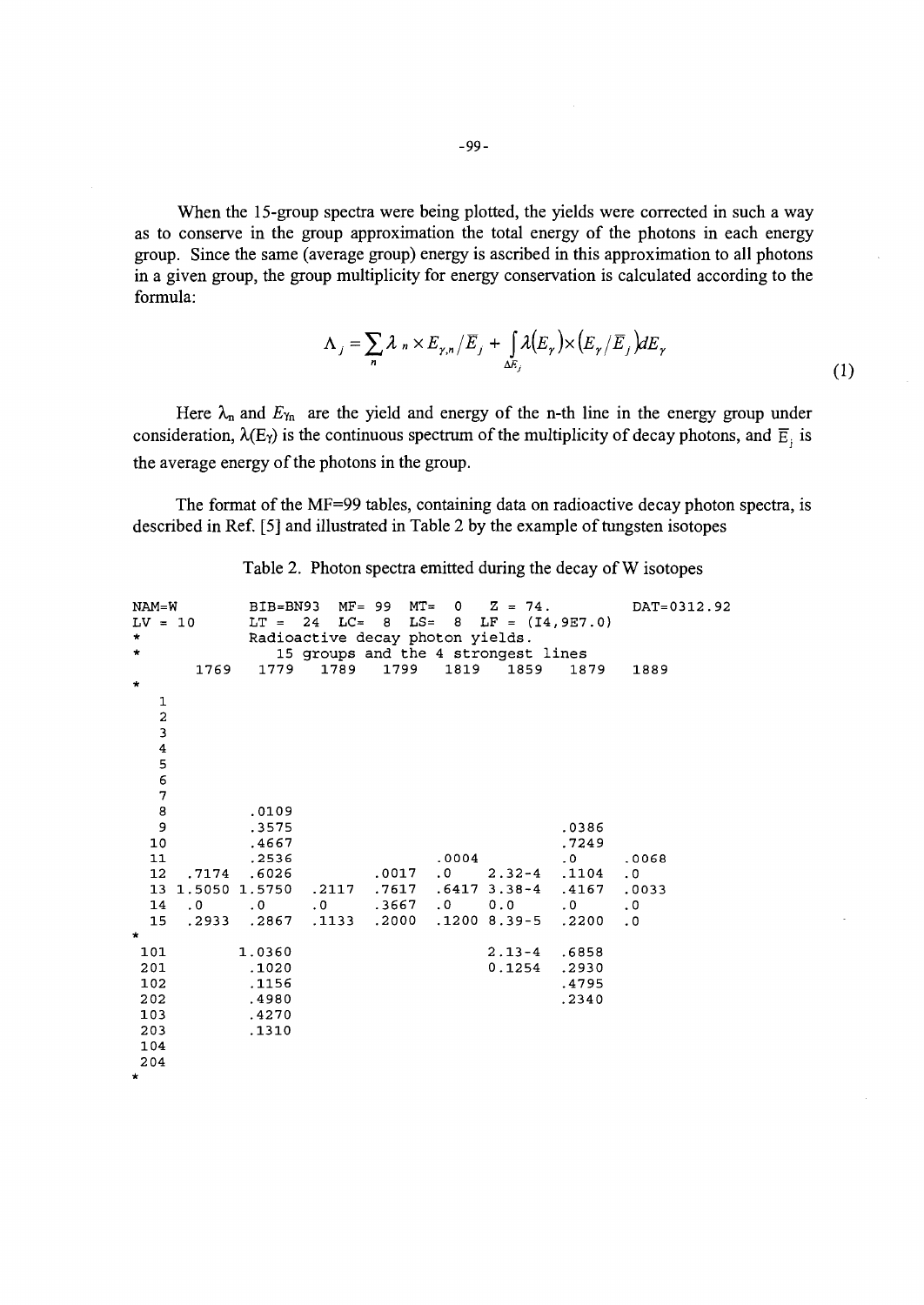When the 15-group spectra were being plotted, the yields were corrected in such a way as to conserve in the group approximation the total energy of the photons in each energy group. Since the same (average group) energy is ascribed in this approximation to all photons in a given group, the group multiplicity for energy conservation is calculated according to the formula:

$$\Lambda_j = \sum_n \lambda_n \times E_{\gamma,n} / \bar{E}_j + \int_{\Delta E_j} \lambda(E_\gamma) \times (E_\gamma / \bar{E}_j) dE_\gamma \tag{1}$$

Here $\lambda_n$ and $E_{\gamma n}$ are the yield and energy of the n-th line in the energy group under consideration, $\lambda(E_\gamma)$ is the continuous spectrum of the multiplicity of decay photons, and $\bar{E}_j$ is the average energy of the photons in the group.

The format of the MF=99 tables, containing data on radioactive decay photon spectra, is described in Ref. [5] and illustrated in Table 2 by the example of tungsten isotopes

Table 2. Photon spectra emitted during the decay of W isotopes

```
NAM=W          BIB=BN93  MF= 99  MT=  0   Z = 74.         DAT=0312.92
LV = 10        LT =  24  LC=  8  LS=  8  LF = (I4,9E7.0)
*              Radioactive decay photon yields.
*                 15 groups and the 4 strongest lines
        1769   1779   1789   1799   1819   1859   1879   1889
*
   1
   2
   3
   4
   5
   6
   7
   8          .0109
   9          .3575                               .0386
  10          .4667                               .7249
  11          .2536                 .0004         .0     .0068
  12   .7174  .6026         .0017   .0     2.32-4 .1104  .0
  13  1.5050 1.5750  .2117  .7617   .6417  3.38-4 .4167  .0033
  14   .0     .0     .0     .3667   .0     0.0    .0     .0
  15   .2933  .2867  .1133  .2000   .1200  8.39-5 .2200  .0
*
 101         1.0360                        2.13-4 .6858
 201          .1020                        0.1254 .2930
 102          .1156                               .4795
 202          .4980                               .2340
 103          .4270
 203          .1310
 104
 204
*
```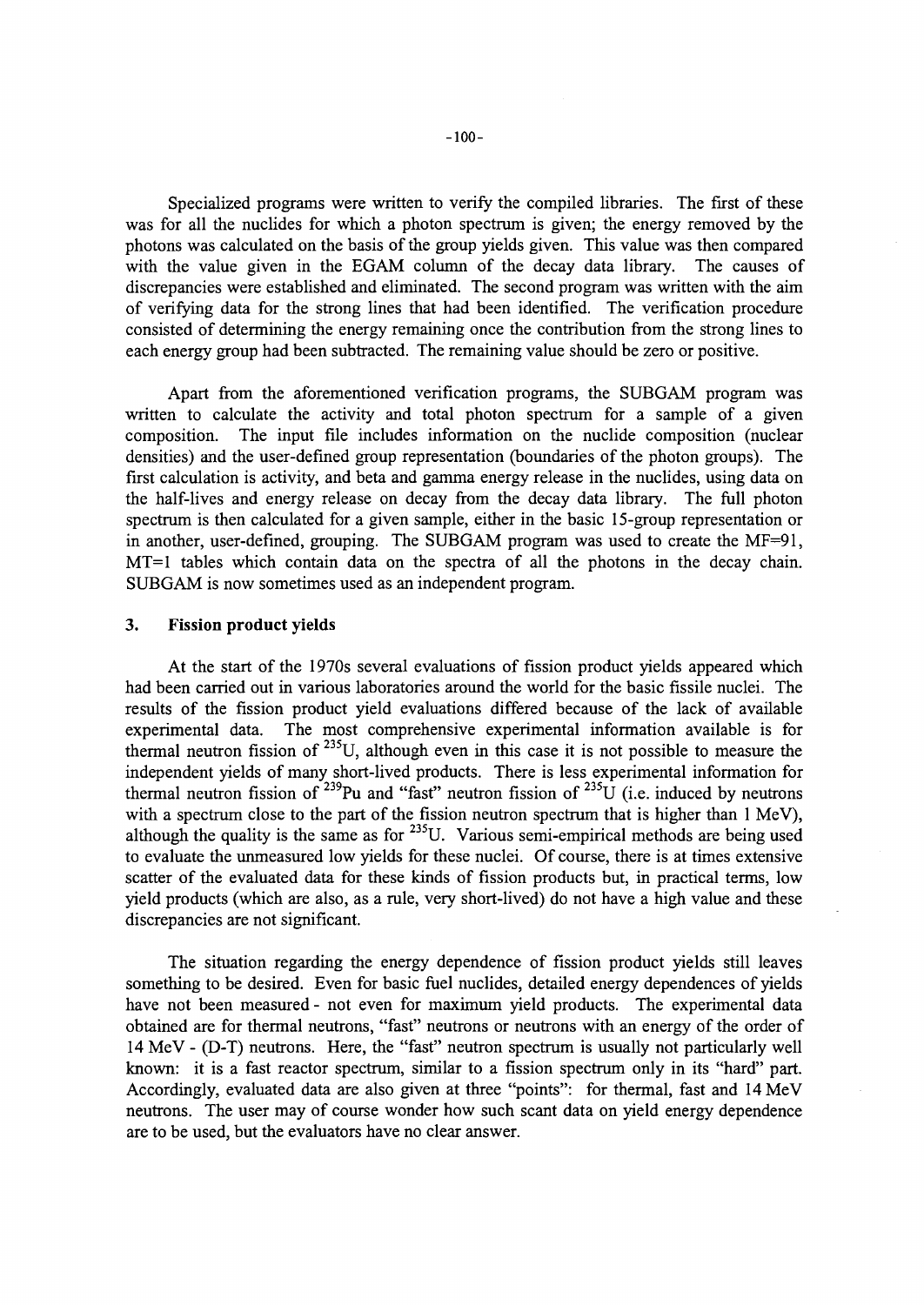Specialized programs were written to verify the compiled libraries. The first of these was for all the nuclides for which a photon spectrum is given; the energy removed by the photons was calculated on the basis of the group yields given. This value was then compared with the value given in the EGAM column of the decay data library. The causes of discrepancies were established and eliminated. The second program was written with the aim of verifying data for the strong lines that had been identified. The verification procedure consisted of determining the energy remaining once the contribution from the strong lines to each energy group had been subtracted. The remaining value should be zero or positive.

Apart from the aforementioned verification programs, the SUBGAM program was written to calculate the activity and total photon spectrum for a sample of a given composition. The input file includes information on the nuclide composition (nuclear densities) and the user-defined group representation (boundaries of the photon groups). The first calculation is activity, and beta and gamma energy release in the nuclides, using data on the half-lives and energy release on decay from the decay data library. The full photon spectrum is then calculated for a given sample, either in the basic 15-group representation or in another, user-defined, grouping. The SUBGAM program was used to create the MF=91, MT=1 tables which contain data on the spectra of all the photons in the decay chain. SUBGAM is now sometimes used as an independent program.

## 3. Fission product yields

At the start of the 1970s several evaluations of fission product yields appeared which had been carried out in various laboratories around the world for the basic fissile nuclei. The results of the fission product yield evaluations differed because of the lack of available experimental data. The most comprehensive experimental information available is for thermal neutron fission of $^{235}U$, although even in this case it is not possible to measure the independent yields of many short-lived products. There is less experimental information for thermal neutron fission of $^{239}Pu$ and "fast" neutron fission of $^{235}U$ (i.e. induced by neutrons with a spectrum close to the part of the fission neutron spectrum that is higher than 1 MeV), although the quality is the same as for $^{235}U$. Various semi-empirical methods are being used to evaluate the unmeasured low yields for these nuclei. Of course, there is at times extensive scatter of the evaluated data for these kinds of fission products but, in practical terms, low yield products (which are also, as a rule, very short-lived) do not have a high value and these discrepancies are not significant.

The situation regarding the energy dependence of fission product yields still leaves something to be desired. Even for basic fuel nuclides, detailed energy dependences of yields have not been measured - not even for maximum yield products. The experimental data obtained are for thermal neutrons, "fast" neutrons or neutrons with an energy of the order of 14 MeV - (D-T) neutrons. Here, the "fast" neutron spectrum is usually not particularly well known: it is a fast reactor spectrum, similar to a fission spectrum only in its "hard" part. Accordingly, evaluated data are also given at three "points": for thermal, fast and 14 MeV neutrons. The user may of course wonder how such scant data on yield energy dependence are to be used, but the evaluators have no clear answer.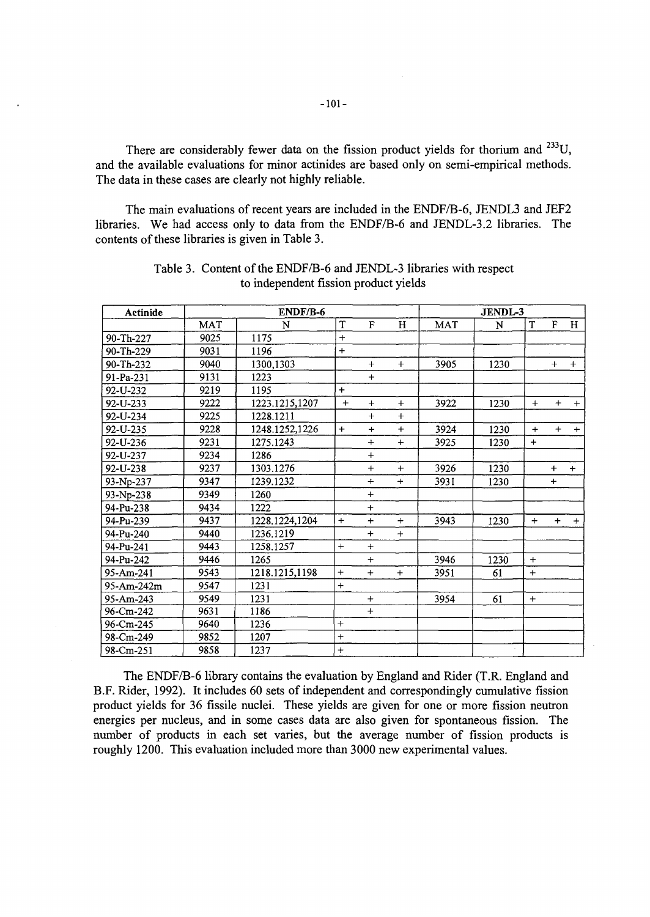There are considerably fewer data on the fission product yields for thorium and $^{233}$U, and the available evaluations for minor actinides are based only on semi-empirical methods. The data in these cases are clearly not highly reliable.

The main evaluations of recent years are included in the ENDF/B-6, JENDL3 and JEF2 libraries. We had access only to data from the ENDF/B-6 and JENDL-3.2 libraries. The contents of these libraries is given in Table 3.

Table 3. Content of the ENDF/B-6 and JENDL-3 libraries with respect to independent fission product yields

| Actinide | ENDF/B-6 | | | | | JENDL-3 | | | | |
|---|---|---|---|---|---|---|---|---|---|---|
| | MAT | N | T | F | H | MAT | N | T | F | H |
| 90-Th-227 | 9025 | 1175 | + | | | | | | | |
| 90-Th-229 | 9031 | 1196 | + | | | | | | | |
| 90-Th-232 | 9040 | 1300,1303 | | + | + | 3905 | 1230 | | + | + |
| 91-Pa-231 | 9131 | 1223 | | + | | | | | | |
| 92-U-232 | 9219 | 1195 | + | | | | | | | |
| 92-U-233 | 9222 | 1223.1215,1207 | + | + | + | 3922 | 1230 | + | + | + |
| 92-U-234 | 9225 | 1228.1211 | | + | + | | | | | |
| 92-U-235 | 9228 | 1248.1252,1226 | + | + | + | 3924 | 1230 | + | + | + |
| 92-U-236 | 9231 | 1275.1243 | | + | + | 3925 | 1230 | + | | |
| 92-U-237 | 9234 | 1286 | | + | | | | | | |
| 92-U-238 | 9237 | 1303.1276 | | + | + | 3926 | 1230 | | + | + |
| 93-Np-237 | 9347 | 1239.1232 | | + | + | 3931 | 1230 | | + | |
| 93-Np-238 | 9349 | 1260 | | + | | | | | | |
| 94-Pu-238 | 9434 | 1222 | | + | | | | | | |
| 94-Pu-239 | 9437 | 1228.1224,1204 | + | + | + | 3943 | 1230 | + | + | + |
| 94-Pu-240 | 9440 | 1236.1219 | | + | + | | | | | |
| 94-Pu-241 | 9443 | 1258.1257 | + | + | | | | | | |
| 94-Pu-242 | 9446 | 1265 | | + | | 3946 | 1230 | + | | |
| 95-Am-241 | 9543 | 1218.1215,1198 | + | + | + | 3951 | 61 | + | | |
| 95-Am-242m | 9547 | 1231 | + | | | | | | | |
| 95-Am-243 | 9549 | 1231 | | + | | 3954 | 61 | + | | |
| 96-Cm-242 | 9631 | 1186 | | + | | | | | | |
| 96-Cm-245 | 9640 | 1236 | + | | | | | | | |
| 98-Cm-249 | 9852 | 1207 | + | | | | | | | |
| 98-Cm-251 | 9858 | 1237 | + | | | | | | | |

The ENDF/B-6 library contains the evaluation by England and Rider (T.R. England and B.F. Rider, 1992). It includes 60 sets of independent and correspondingly cumulative fission product yields for 36 fissile nuclei. These yields are given for one or more fission neutron energies per nucleus, and in some cases data are also given for spontaneous fission. The number of products in each set varies, but the average number of fission products is roughly 1200. This evaluation included more than 3000 new experimental values.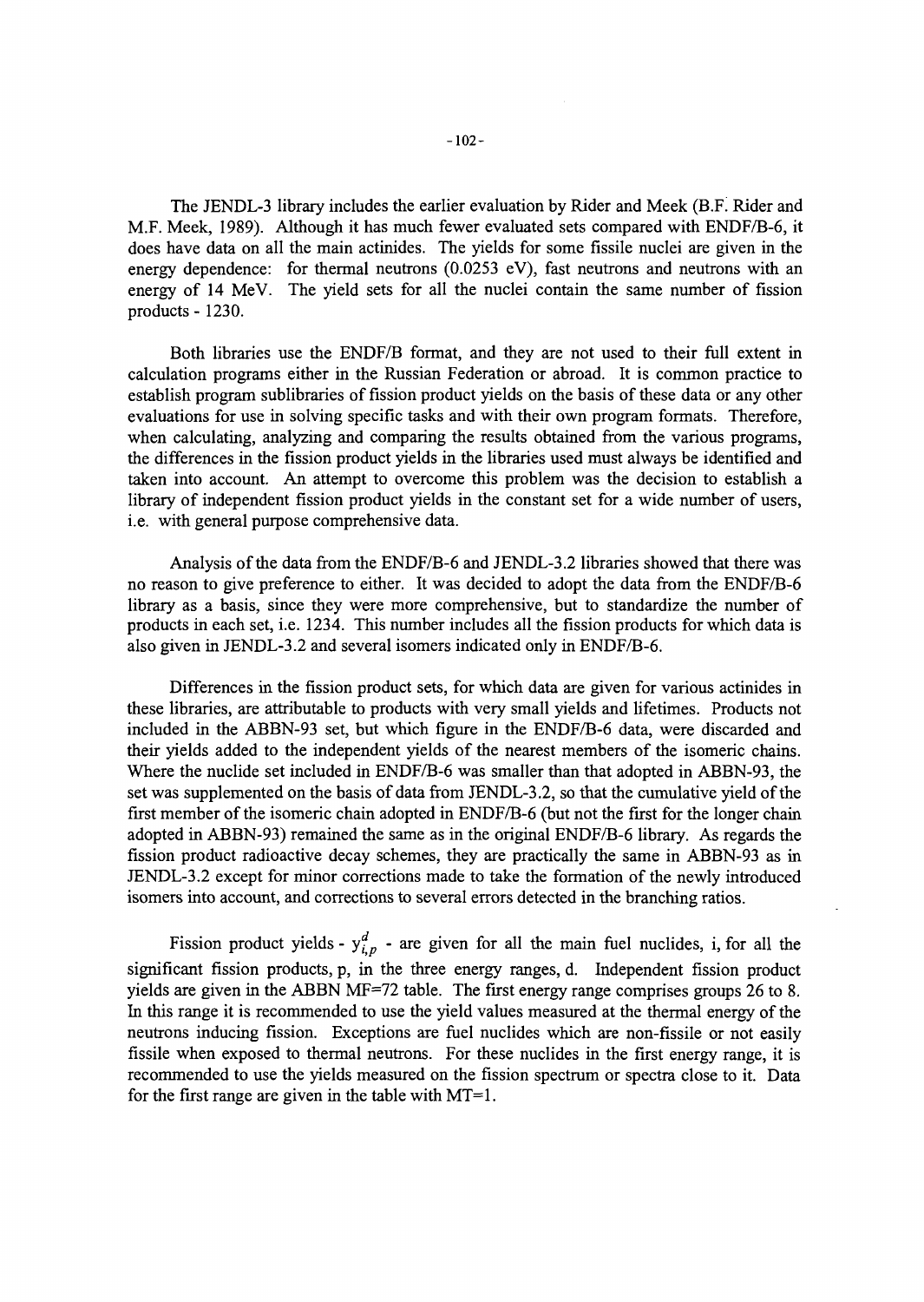The JENDL-3 library includes the earlier evaluation by Rider and Meek (B.F. Rider and M.F. Meek, 1989). Although it has much fewer evaluated sets compared with ENDF/B-6, it does have data on all the main actinides. The yields for some fissile nuclei are given in the energy dependence: for thermal neutrons (0.0253 eV), fast neutrons and neutrons with an energy of 14 MeV. The yield sets for all the nuclei contain the same number of fission products - 1230.

Both libraries use the ENDF/B format, and they are not used to their full extent in calculation programs either in the Russian Federation or abroad. It is common practice to establish program sublibraries of fission product yields on the basis of these data or any other evaluations for use in solving specific tasks and with their own program formats. Therefore, when calculating, analyzing and comparing the results obtained from the various programs, the differences in the fission product yields in the libraries used must always be identified and taken into account. An attempt to overcome this problem was the decision to establish a library of independent fission product yields in the constant set for a wide number of users, i.e. with general purpose comprehensive data.

Analysis of the data from the ENDF/B-6 and JENDL-3.2 libraries showed that there was no reason to give preference to either. It was decided to adopt the data from the ENDF/B-6 library as a basis, since they were more comprehensive, but to standardize the number of products in each set, i.e. 1234. This number includes all the fission products for which data is also given in JENDL-3.2 and several isomers indicated only in ENDF/B-6.

Differences in the fission product sets, for which data are given for various actinides in these libraries, are attributable to products with very small yields and lifetimes. Products not included in the ABBN-93 set, but which figure in the ENDF/B-6 data, were discarded and their yields added to the independent yields of the nearest members of the isomeric chains. Where the nuclide set included in ENDF/B-6 was smaller than that adopted in ABBN-93, the set was supplemented on the basis of data from JENDL-3.2, so that the cumulative yield of the first member of the isomeric chain adopted in ENDF/B-6 (but not the first for the longer chain adopted in ABBN-93) remained the same as in the original ENDF/B-6 library. As regards the fission product radioactive decay schemes, they are practically the same in ABBN-93 as in JENDL-3.2 except for minor corrections made to take the formation of the newly introduced isomers into account, and corrections to several errors detected in the branching ratios.

Fission product yields - $y^{d}_{i,p}$ - are given for all the main fuel nuclides, i, for all the significant fission products, p, in the three energy ranges, d. Independent fission product yields are given in the ABBN MF=72 table. The first energy range comprises groups 26 to 8. In this range it is recommended to use the yield values measured at the thermal energy of the neutrons inducing fission. Exceptions are fuel nuclides which are non-fissile or not easily fissile when exposed to thermal neutrons. For these nuclides in the first energy range, it is recommended to use the yields measured on the fission spectrum or spectra close to it. Data for the first range are given in the table with MT=1.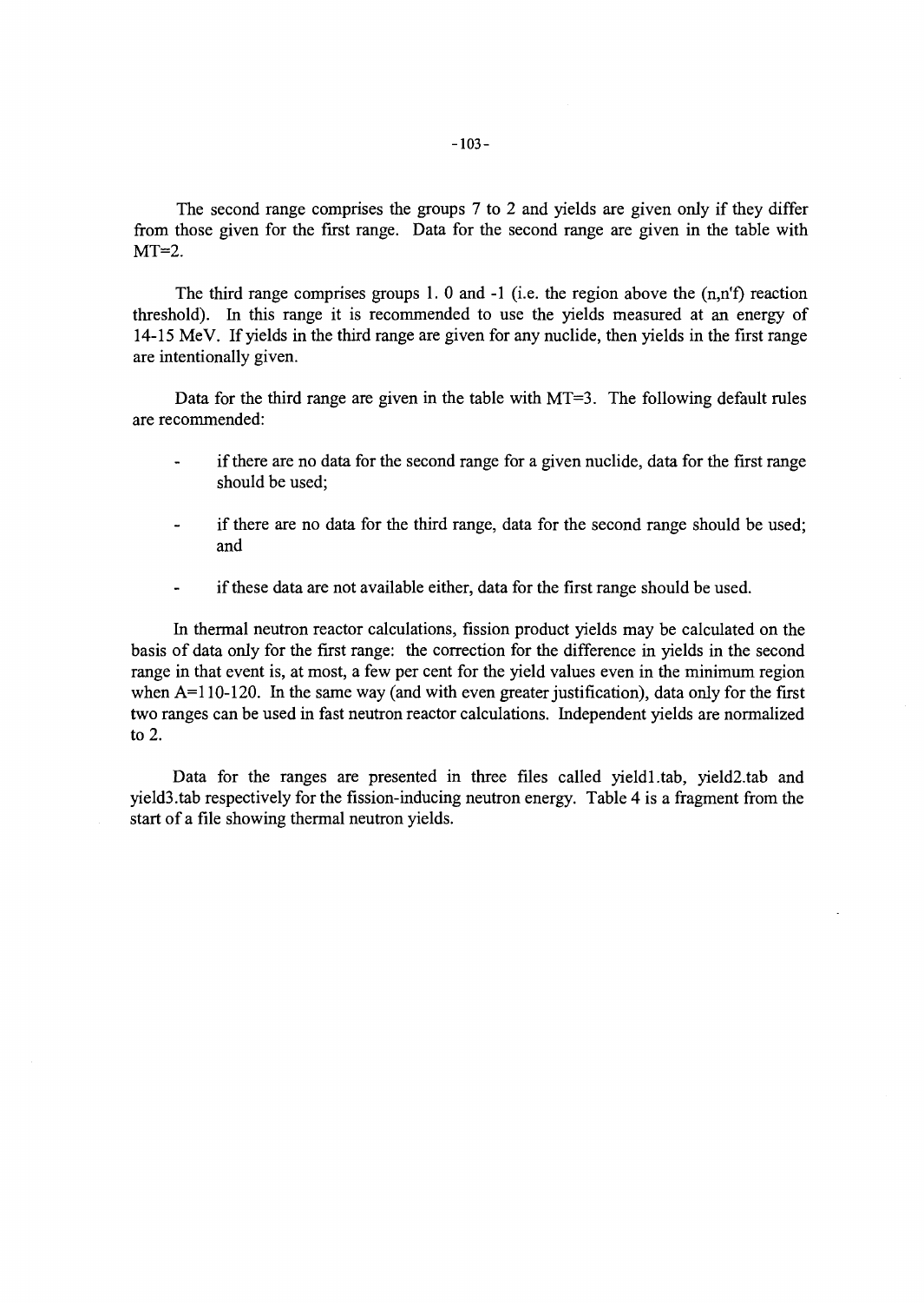The second range comprises the groups 7 to 2 and yields are given only if they differ from those given for the first range. Data for the second range are given in the table with MT=2.

The third range comprises groups 1. 0 and -1 (i.e. the region above the (n,n'f) reaction threshold). In this range it is recommended to use the yields measured at an energy of 14-15 MeV. If yields in the third range are given for any nuclide, then yields in the first range are intentionally given.

Data for the third range are given in the table with MT=3. The following default rules are recommended:

- if there are no data for the second range for a given nuclide, data for the first range should be used;
- if there are no data for the third range, data for the second range should be used; and
- if these data are not available either, data for the first range should be used.

In thermal neutron reactor calculations, fission product yields may be calculated on the basis of data only for the first range: the correction for the difference in yields in the second range in that event is, at most, a few per cent for the yield values even in the minimum region when A=110-120. In the same way (and with even greater justification), data only for the first two ranges can be used in fast neutron reactor calculations. Independent yields are normalized to 2.

Data for the ranges are presented in three files called yield1.tab, yield2.tab and yield3.tab respectively for the fission-inducing neutron energy. Table 4 is a fragment from the start of a file showing thermal neutron yields.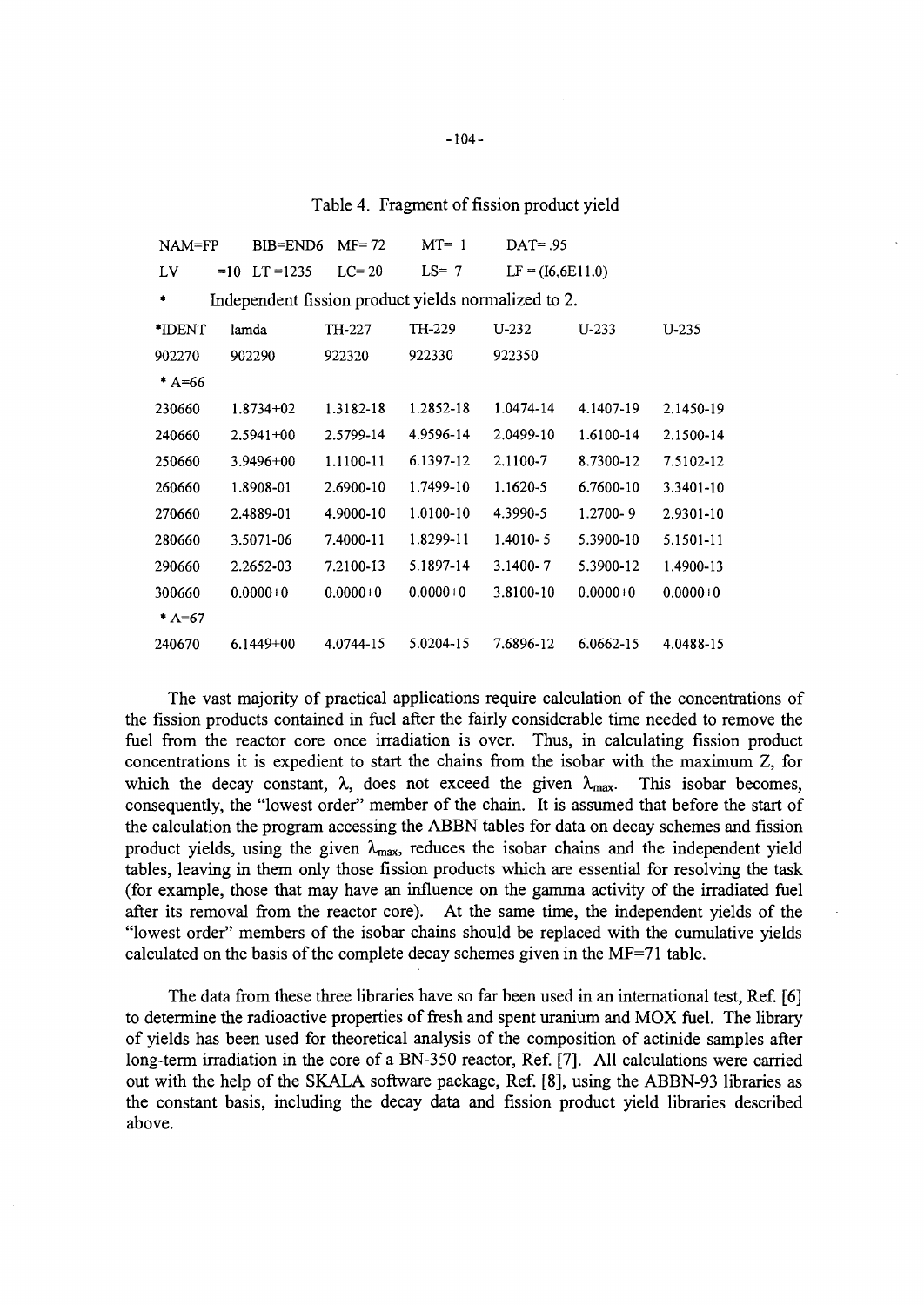Table 4. Fragment of fission product yield

```
NAM=FP     BIB=END6   MF= 72     MT= 1      DAT= .95
LV     =10  LT =1235   LC= 20     LS= 7      LF = (I6,6E11.0)
*      Independent fission product yields normalized to 2.
*IDENT    lamda       TH-227      TH-229      U-232       U-233       U-235
902270    902290      922320      922330      922350
* A=66
230660    1.8734+02   1.3182-18   1.2852-18   1.0474-14   4.1407-19   2.1450-19
240660    2.5941+00   2.5799-14   4.9596-14   2.0499-10   1.6100-14   2.1500-14
250660    3.9496+00   1.1100-11   6.1397-12   2.1100-7    8.7300-12   7.5102-12
260660    1.8908-01   2.6900-10   1.7499-10   1.1620-5    6.7600-10   3.3401-10
270660    2.4889-01   4.9000-10   1.0100-10   4.3990-5    1.2700- 9   2.9301-10
280660    3.5071-06   7.4000-11   1.8299-11   1.4010- 5   5.3900-10   5.1501-11
290660    2.2652-03   7.2100-13   5.1897-14   3.1400- 7   5.3900-12   1.4900-13
300660    0.0000+0    0.0000+0    0.0000+0    3.8100-10   0.0000+0    0.0000+0
* A=67
240670    6.1449+00   4.0744-15   5.0204-15   7.6896-12   6.0662-15   4.0488-15
```

The vast majority of practical applications require calculation of the concentrations of the fission products contained in fuel after the fairly considerable time needed to remove the fuel from the reactor core once irradiation is over. Thus, in calculating fission product concentrations it is expedient to start the chains from the isobar with the maximum Z, for which the decay constant, $\lambda$, does not exceed the given $\lambda_{max}$. This isobar becomes, consequently, the "lowest order" member of the chain. It is assumed that before the start of the calculation the program accessing the ABBN tables for data on decay schemes and fission product yields, using the given $\lambda_{max}$, reduces the isobar chains and the independent yield tables, leaving in them only those fission products which are essential for resolving the task (for example, those that may have an influence on the gamma activity of the irradiated fuel after its removal from the reactor core). At the same time, the independent yields of the "lowest order" members of the isobar chains should be replaced with the cumulative yields calculated on the basis of the complete decay schemes given in the MF=71 table.

The data from these three libraries have so far been used in an international test, Ref. [6] to determine the radioactive properties of fresh and spent uranium and MOX fuel. The library of yields has been used for theoretical analysis of the composition of actinide samples after long-term irradiation in the core of a BN-350 reactor, Ref. [7]. All calculations were carried out with the help of the SKALA software package, Ref. [8], using the ABBN-93 libraries as the constant basis, including the decay data and fission product yield libraries described above.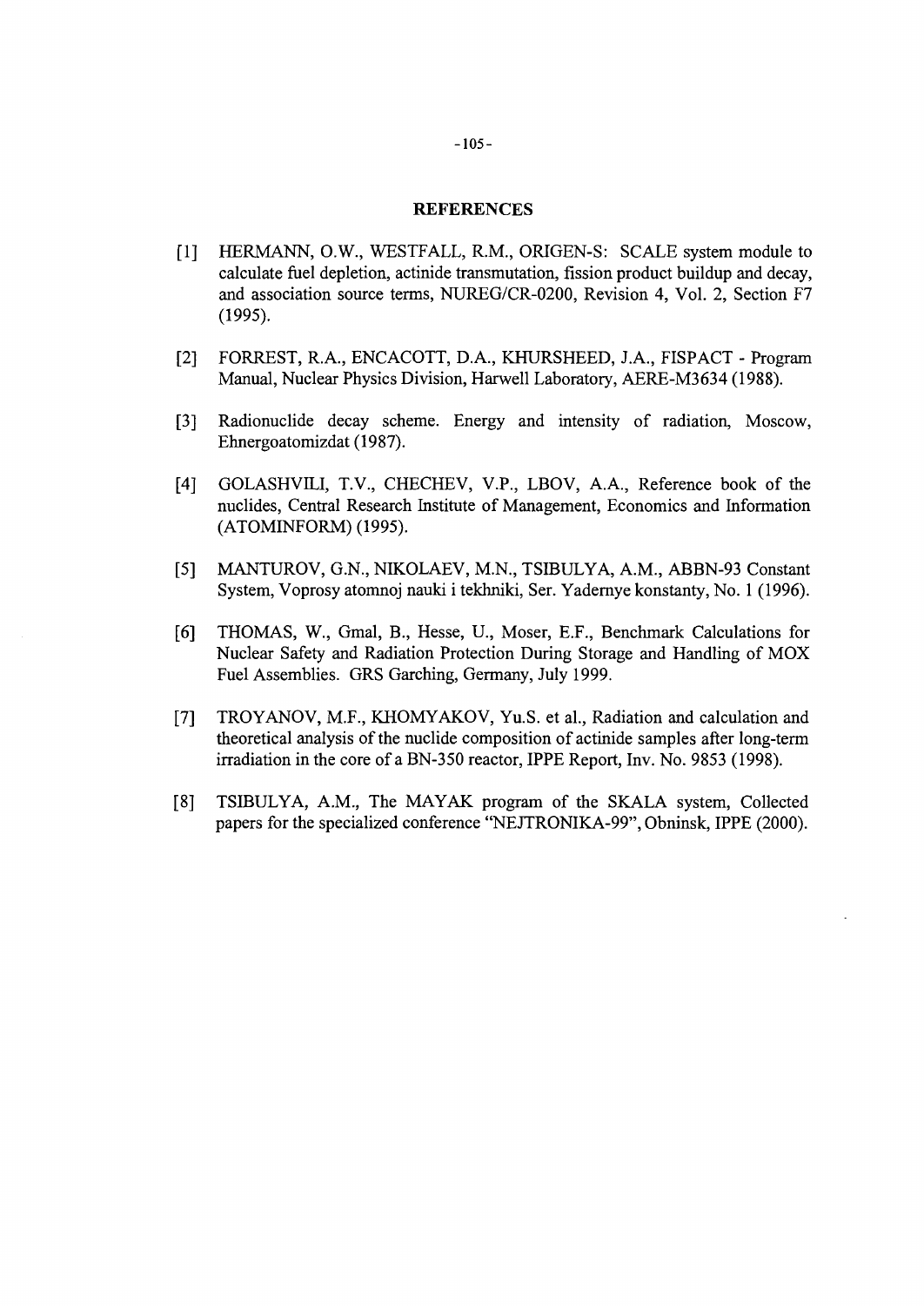## REFERENCES

[1] HERMANN, O.W., WESTFALL, R.M., ORIGEN-S: SCALE system module to calculate fuel depletion, actinide transmutation, fission product buildup and decay, and association source terms, NUREG/CR-0200, Revision 4, Vol. 2, Section F7 (1995).

[2] FORREST, R.A., ENCACOTT, D.A., KHURSHEED, J.A., FISPACT - Program Manual, Nuclear Physics Division, Harwell Laboratory, AERE-M3634 (1988).

[3] Radionuclide decay scheme. Energy and intensity of radiation, Moscow, Ehnergoatomizdat (1987).

[4] GOLASHVILI, T.V., CHECHEV, V.P., LBOV, A.A., Reference book of the nuclides, Central Research Institute of Management, Economics and Information (ATOMINFORM) (1995).

[5] MANTUROV, G.N., NIKOLAEV, M.N., TSIBULYA, A.M., ABBN-93 Constant System, Voprosy atomnoj nauki i tekhniki, Ser. Yadernye konstanty, No. 1 (1996).

[6] THOMAS, W., Gmal, B., Hesse, U., Moser, E.F., Benchmark Calculations for Nuclear Safety and Radiation Protection During Storage and Handling of MOX Fuel Assemblies. GRS Garching, Germany, July 1999.

[7] TROYANOV, M.F., KHOMYAKOV, Yu.S. et al., Radiation and calculation and theoretical analysis of the nuclide composition of actinide samples after long-term irradiation in the core of a BN-350 reactor, IPPE Report, Inv. No. 9853 (1998).

[8] TSIBULYA, A.M., The MAYAK program of the SKALA system, Collected papers for the specialized conference "NEJTRONIKA-99", Obninsk, IPPE (2000).